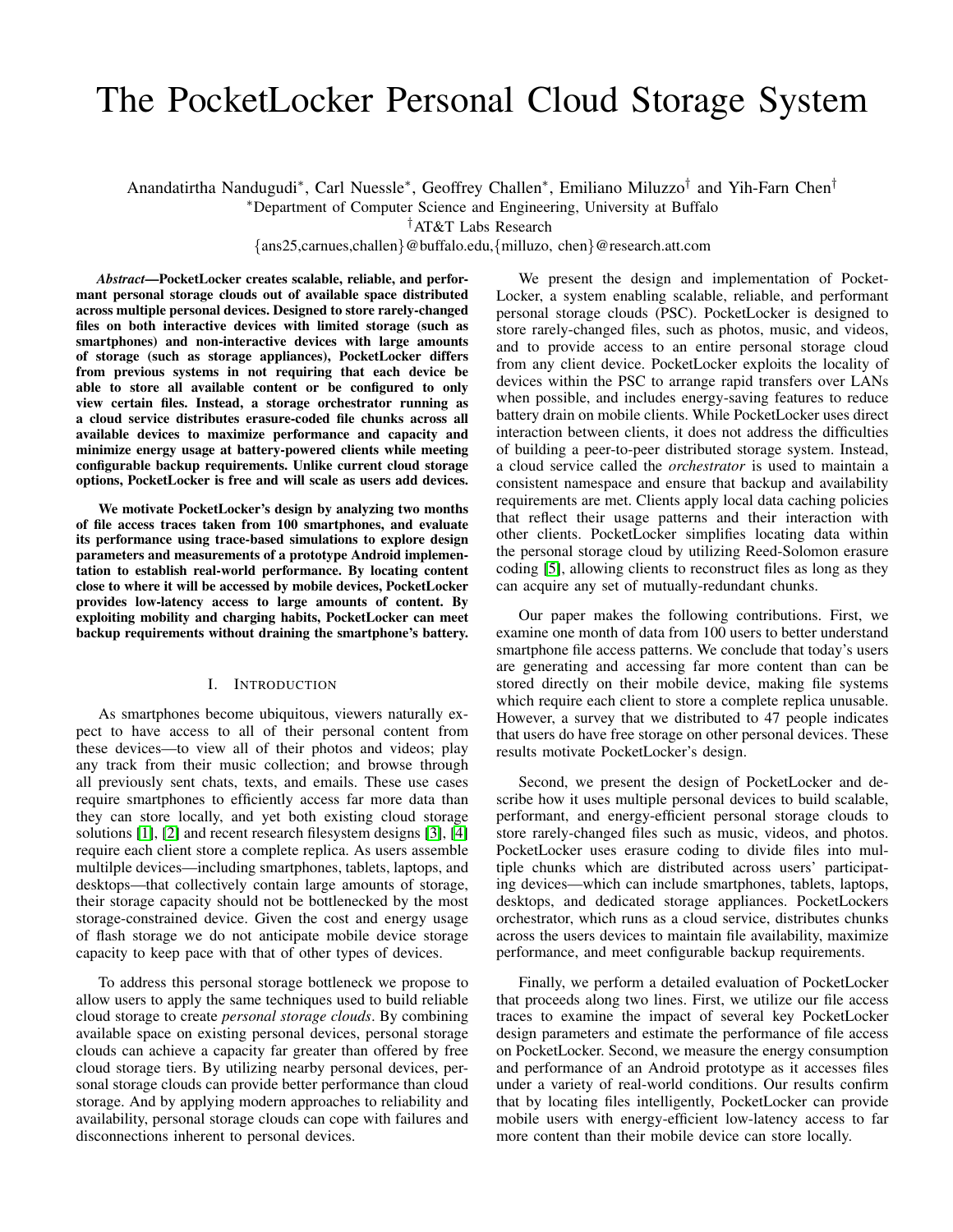# The PocketLocker Personal Cloud Storage System

Anandatirtha Nandugudi*, Carl Nuessle*, Geoffrey Challen*, Emiliano Miluzzo† and Yih-Farn Chen†

*Department of Computer Science and Engineering, University at Buffalo

†AT&T Labs Research

{ans25,carnues,challen}@buffalo.edu,{milluzo, chen}@research.att.com

***Abstract*—PocketLocker creates scalable, reliable, and performant personal storage clouds out of available space distributed across multiple personal devices. Designed to store rarely-changed files on both interactive devices with limited storage (such as smartphones) and non-interactive devices with large amounts of storage (such as storage appliances), PocketLocker differs from previous systems in not requiring that each device be able to store all available content or be configured to only view certain files. Instead, a storage orchestrator running as a cloud service distributes erasure-coded file chunks across all available devices to maximize performance and capacity and minimize energy usage at battery-powered clients while meeting configurable backup requirements. Unlike current cloud storage options, PocketLocker is free and will scale as users add devices.**

**We motivate PocketLocker's design by analyzing two months of file access traces taken from 100 smartphones, and evaluate its performance using trace-based simulations to explore design parameters and measurements of a prototype Android implementation to establish real-world performance. By locating content close to where it will be accessed by mobile devices, PocketLocker provides low-latency access to large amounts of content. By exploiting mobility and charging habits, PocketLocker can meet backup requirements without draining the smartphone's battery.**

## I. Introduction

As smartphones become ubiquitous, viewers naturally expect to have access to all of their personal content from these devices—to view all of their photos and videos; play any track from their music collection; and browse through all previously sent chats, texts, and emails. These use cases require smartphones to efficiently access far more data than they can store locally, and yet both existing cloud storage solutions [1], [2] and recent research filesystem designs [3], [4] require each client store a complete replica. As users assemble multilple devices—including smartphones, tablets, laptops, and desktops—that collectively contain large amounts of storage, their storage capacity should not be bottlenecked by the most storage-constrained device. Given the cost and energy usage of flash storage we do not anticipate mobile device storage capacity to keep pace with that of other types of devices.

To address this personal storage bottleneck we propose to allow users to apply the same techniques used to build reliable cloud storage to create *personal storage clouds*. By combining available space on existing personal devices, personal storage clouds can achieve a capacity far greater than offered by free cloud storage tiers. By utilizing nearby personal devices, personal storage clouds can provide better performance than cloud storage. And by applying modern approaches to reliability and availability, personal storage clouds can cope with failures and disconnections inherent to personal devices.

We present the design and implementation of PocketLocker, a system enabling scalable, reliable, and performant personal storage clouds (PSC). PocketLocker is designed to store rarely-changed files, such as photos, music, and videos, and to provide access to an entire personal storage cloud from any client device. PocketLocker exploits the locality of devices within the PSC to arrange rapid transfers over LANs when possible, and includes energy-saving features to reduce battery drain on mobile clients. While PocketLocker uses direct interaction between clients, it does not address the difficulties of building a peer-to-peer distributed storage system. Instead, a cloud service called the *orchestrator* is used to maintain a consistent namespace and ensure that backup and availability requirements are met. Clients apply local data caching policies that reflect their usage patterns and their interaction with other clients. PocketLocker simplifies locating data within the personal storage cloud by utilizing Reed-Solomon erasure coding [5], allowing clients to reconstruct files as long as they can acquire any set of mutually-redundant chunks.

Our paper makes the following contributions. First, we examine one month of data from 100 users to better understand smartphone file access patterns. We conclude that today's users are generating and accessing far more content than can be stored directly on their mobile device, making file systems which require each client to store a complete replica unusable. However, a survey that we distributed to 47 people indicates that users do have free storage on other personal devices. These results motivate PocketLocker's design.

Second, we present the design of PocketLocker and describe how it uses multiple personal devices to build scalable, performant, and energy-efficient personal storage clouds to store rarely-changed files such as music, videos, and photos. PocketLocker uses erasure coding to divide files into multiple chunks which are distributed across users' participating devices—which can include smartphones, tablets, laptops, desktops, and dedicated storage appliances. PocketLockers orchestrator, which runs as a cloud service, distributes chunks across the users devices to maintain file availability, maximize performance, and meet configurable backup requirements.

Finally, we perform a detailed evaluation of PocketLocker that proceeds along two lines. First, we utilize our file access traces to examine the impact of several key PocketLocker design parameters and estimate the performance of file access on PocketLocker. Second, we measure the energy consumption and performance of an Android prototype as it accesses files under a variety of real-world conditions. Our results confirm that by locating files intelligently, PocketLocker can provide mobile users with energy-efficient low-latency access to far more content than their mobile device can store locally.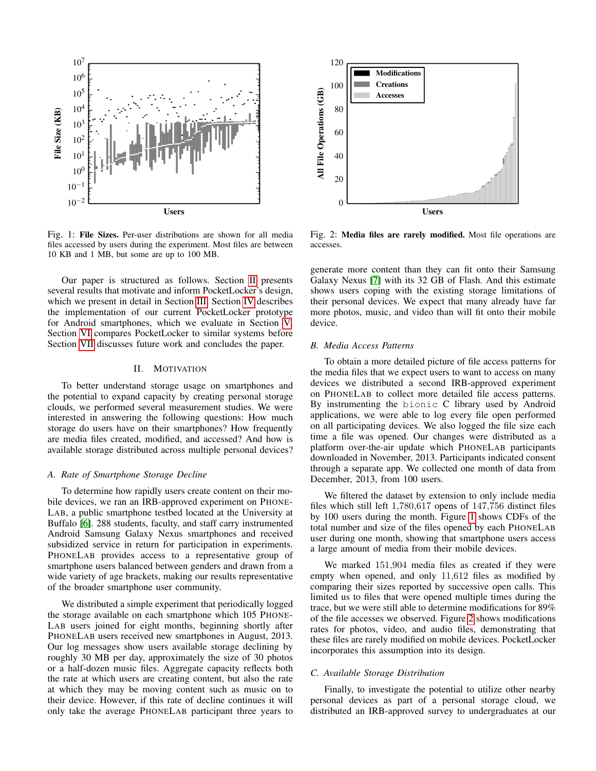Fig. 1: **File Sizes.** Per-user distributions are shown for all media files accessed by users during the experiment. Most files are between 10 KB and 1 MB, but some are up to 100 MB.

Fig. 2: **Media files are rarely modified.** Most file operations are accesses.

Our paper is structured as follows. Section II presents several results that motivate and inform PocketLocker's design, which we present in detail in Section III. Section IV describes the implementation of our current PocketLocker prototype for Android smartphones, which we evaluate in Section V. Section VI compares PocketLocker to similar systems before Section VII discusses future work and concludes the paper.

## II. Motivation

To better understand storage usage on smartphones and the potential to expand capacity by creating personal storage clouds, we performed several measurement studies. We were interested in answering the following questions: How much storage do users have on their smartphones? How frequently are media files created, modified, and accessed? And how is available storage distributed across multiple personal devices?

### A. Rate of Smartphone Storage Decline

To determine how rapidly users create content on their mobile devices, we ran an IRB-approved experiment on PhoneLab, a public smartphone testbed located at the University at Buffalo [6]. 288 students, faculty, and staff carry instrumented Android Samsung Galaxy Nexus smartphones and received subsidized service in return for participation in experiments. PhoneLab provides access to a representative group of smartphone users balanced between genders and drawn from a wide variety of age brackets, making our results representative of the broader smartphone user community.

We distributed a simple experiment that periodically logged the storage available on each smartphone which 105 PhoneLab users joined for eight months, beginning shortly after PhoneLab users received new smartphones in August, 2013. Our log messages show users available storage declining by roughly 30 MB per day, approximately the size of 30 photos or a half-dozen music files. Aggregate capacity reflects both the rate at which users are creating content, but also the rate at which they may be moving content such as music on to their device. However, if this rate of decline continues it will only take the average PhoneLab participant three years to generate more content than they can fit onto their Samsung Galaxy Nexus [7] with its 32 GB of Flash. And this estimate shows users coping with the existing storage limitations of their personal devices. We expect that many already have far more photos, music, and video than will fit onto their mobile device.

### B. Media Access Patterns

To obtain a more detailed picture of file access patterns for the media files that we expect users to want to access on many devices we distributed a second IRB-approved experiment on PhoneLab to collect more detailed file access patterns. By instrumenting the `bionic` C library used by Android applications, we were able to log every file open performed on all participating devices. We also logged the file size each time a file was opened. Our changes were distributed as a platform over-the-air update which PhoneLab participants downloaded in November, 2013. Participants indicated consent through a separate app. We collected one month of data from December, 2013, from 100 users.

We filtered the dataset by extension to only include media files which still left 1,780,617 opens of 147,756 distinct files by 100 users during the month. Figure 1 shows CDFs of the total number and size of the files opened by each PhoneLab user during one month, showing that smartphone users access a large amount of media from their mobile devices.

We marked 151,904 media files as created if they were empty when opened, and only 11,612 files as modified by comparing their sizes reported by successive open calls. This limited us to files that were opened multiple times during the trace, but we were still able to determine modifications for 89% of the file accesses we observed. Figure 2 shows modifications rates for photos, video, and audio files, demonstrating that these files are rarely modified on mobile devices. PocketLocker incorporates this assumption into its design.

### C. Available Storage Distribution

Finally, to investigate the potential to utilize other nearby personal devices as part of a personal storage cloud, we distributed an IRB-approved survey to undergraduates at our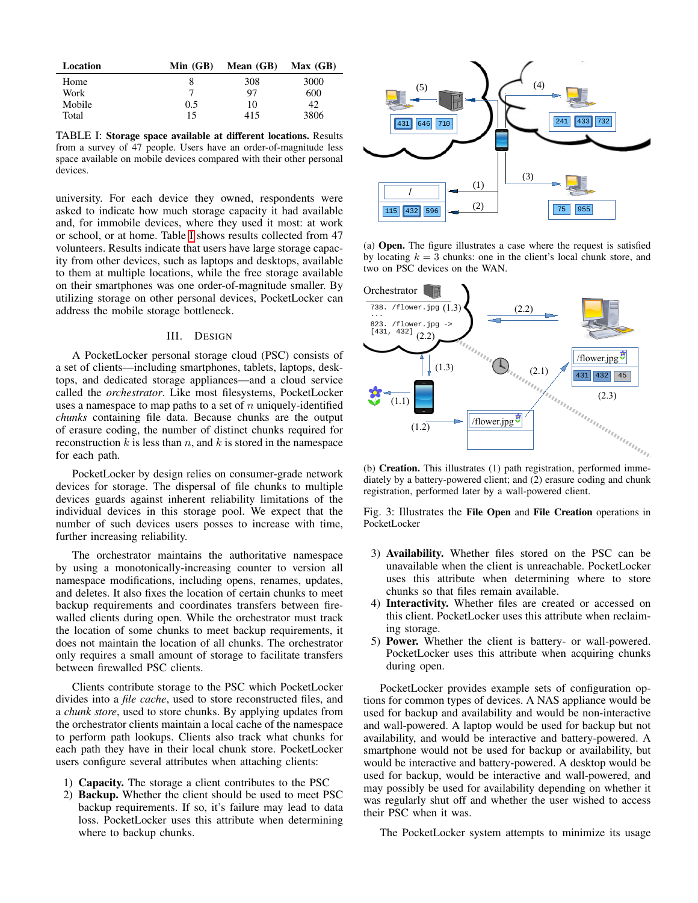| Location | Min (GB) | Mean (GB) | Max (GB) |
|---|---|---|---|
| Home | 8 | 308 | 3000 |
| Work | 7 | 97 | 600 |
| Mobile | 0.5 | 10 | 42 |
| Total | 15 | 415 | 3806 |

TABLE I: **Storage space available at different locations.** Results from a survey of 47 people. Users have an order-of-magnitude less space available on mobile devices compared with their other personal devices.

university. For each device they owned, respondents were asked to indicate how much storage capacity it had available and, for immobile devices, where they used it most: at work or school, or at home. Table I shows results collected from 47 volunteers. Results indicate that users have large storage capacity from other devices, such as laptops and desktops, available to them at multiple locations, while the free storage available on their smartphones was one order-of-magnitude smaller. By utilizing storage on other personal devices, PocketLocker can address the mobile storage bottleneck.

## III. Design

A PocketLocker personal storage cloud (PSC) consists of a set of clients—including smartphones, tablets, laptops, desktops, and dedicated storage appliances—and a cloud service called the *orchestrator*. Like most filesystems, PocketLocker uses a namespace to map paths to a set of $n$ uniquely-identified *chunks* containing file data. Because chunks are the output of erasure coding, the number of distinct chunks required for reconstruction $k$ is less than $n$, and $k$ is stored in the namespace for each path.

PocketLocker by design relies on consumer-grade network devices for storage. The dispersal of file chunks to multiple devices guards against inherent reliability limitations of the individual devices in this storage pool. We expect that the number of such devices users posses to increase with time, further increasing reliability.

The orchestrator maintains the authoritative namespace by using a monotonically-increasing counter to version all namespace modifications, including opens, renames, updates, and deletes. It also fixes the location of certain chunks to meet backup requirements and coordinates transfers between firewalled clients during open. While the orchestrator must track the location of some chunks to meet backup requirements, it does not maintain the location of all chunks. The orchestrator only requires a small amount of storage to facilitate transfers between firewalled PSC clients.

Clients contribute storage to the PSC which PocketLocker divides into a *file cache*, used to store reconstructed files, and a *chunk store*, used to store chunks. By applying updates from the orchestrator clients maintain a local cache of the namespace to perform path lookups. Clients also track what chunks for each path they have in their local chunk store. PocketLocker users configure several attributes when attaching clients:

1) **Capacity.** The storage a client contributes to the PSC
2) **Backup.** Whether the client should be used to meet PSC backup requirements. If so, it's failure may lead to data loss. PocketLocker uses this attribute when determining where to backup chunks.
3) **Availability.** Whether files stored on the PSC can be unavailable when the client is unreachable. PocketLocker uses this attribute when determining where to store chunks so that files remain available.
4) **Interactivity.** Whether files are created or accessed on this client. PocketLocker uses this attribute when reclaiming storage.
5) **Power.** Whether the client is battery- or wall-powered. PocketLocker uses this attribute when acquiring chunks during open.

(a) **Open.** The figure illustrates a case where the request is satisfied by locating $k = 3$ chunks: one in the client's local chunk store, and two on PSC devices on the WAN.

(b) **Creation.** This illustrates (1) path registration, performed immediately by a battery-powered client; and (2) erasure coding and chunk registration, performed later by a wall-powered client.

Fig. 3: Illustrates the **File Open** and **File Creation** operations in PocketLocker

PocketLocker provides example sets of configuration options for common types of devices. A NAS appliance would be used for backup and availability and would be non-interactive and wall-powered. A laptop would be used for backup but not availability, and would be interactive and battery-powered. A smartphone would not be used for backup or availability, but would be interactive and battery-powered. A desktop would be used for backup, would be interactive and wall-powered, and may possibly be used for availability depending on whether it was regularly shut off and whether the user wished to access their PSC when it was.

The PocketLocker system attempts to minimize its usage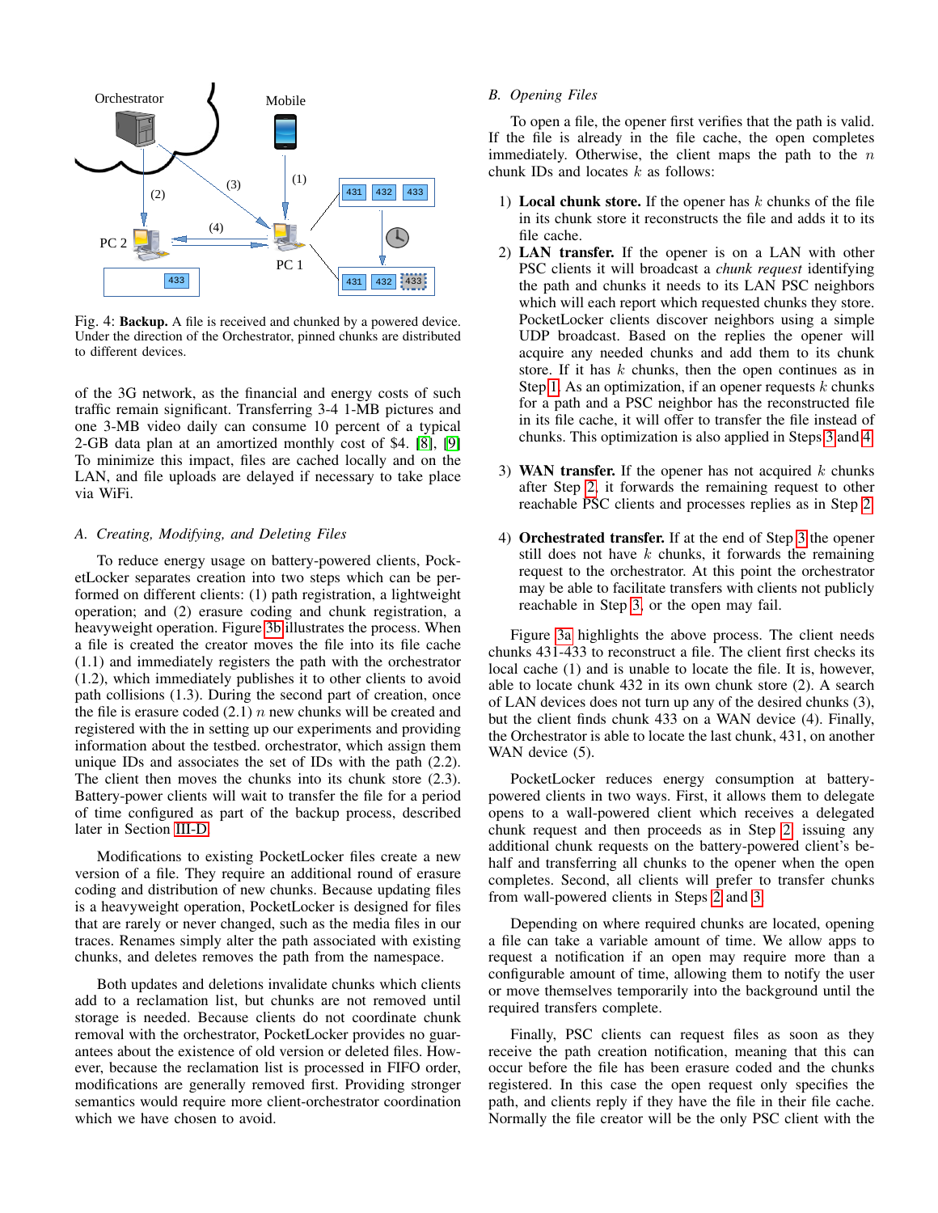Fig. 4: **Backup.** A file is received and chunked by a powered device. Under the direction of the Orchestrator, pinned chunks are distributed to different devices.

of the 3G network, as the financial and energy costs of such traffic remain significant. Transferring 3-4 1-MB pictures and one 3-MB video daily can consume 10 percent of a typical 2-GB data plan at an amortized monthly cost of $4. [8], [9] To minimize this impact, files are cached locally and on the LAN, and file uploads are delayed if necessary to take place via WiFi.

### A. Creating, Modifying, and Deleting Files

To reduce energy usage on battery-powered clients, PocketLocker separates creation into two steps which can be performed on different clients: (1) path registration, a lightweight operation; and (2) erasure coding and chunk registration, a heavyweight operation. Figure 3b illustrates the process. When a file is created the creator moves the file into its file cache (1.1) and immediately registers the path with the orchestrator (1.2), which immediately publishes it to other clients to avoid path collisions (1.3). During the second part of creation, once the file is erasure coded (2.1) $n$ new chunks will be created and registered with the in setting up our experiments and providing information about the testbed. orchestrator, which assign them unique IDs and associates the set of IDs with the path (2.2). The client then moves the chunks into its chunk store (2.3). Battery-power clients will wait to transfer the file for a period of time configured as part of the backup process, described later in Section III-D.

Modifications to existing PocketLocker files create a new version of a file. They require an additional round of erasure coding and distribution of new chunks. Because updating files is a heavyweight operation, PocketLocker is designed for files that are rarely or never changed, such as the media files in our traces. Renames simply alter the path associated with existing chunks, and deletes removes the path from the namespace.

Both updates and deletions invalidate chunks which clients add to a reclamation list, but chunks are not removed until storage is needed. Because clients do not coordinate chunk removal with the orchestrator, PocketLocker provides no guarantees about the existence of old version or deleted files. However, because the reclamation list is processed in FIFO order, modifications are generally removed first. Providing stronger semantics would require more client-orchestrator coordination which we have chosen to avoid.

### B. Opening Files

To open a file, the opener first verifies that the path is valid. If the file is already in the file cache, the open completes immediately. Otherwise, the client maps the path to the $n$ chunk IDs and locates $k$ as follows:

1) **Local chunk store.** If the opener has $k$ chunks of the file in its chunk store it reconstructs the file and adds it to its file cache.
2) **LAN transfer.** If the opener is on a LAN with other PSC clients it will broadcast a *chunk request* identifying the path and chunks it needs to its LAN PSC neighbors which will each report which requested chunks they store. PocketLocker clients discover neighbors using a simple UDP broadcast. Based on the replies the opener will acquire any needed chunks and add them to its chunk store. If it has $k$ chunks, then the open continues as in Step 1. As an optimization, if an opener requests $k$ chunks for a path and a PSC neighbor has the reconstructed file in its file cache, it will offer to transfer the file instead of chunks. This optimization is also applied in Steps 3 and 4.
3) **WAN transfer.** If the opener has not acquired $k$ chunks after Step 2, it forwards the remaining request to other reachable PSC clients and processes replies as in Step 2.
4) **Orchestrated transfer.** If at the end of Step 3 the opener still does not have $k$ chunks, it forwards the remaining request to the orchestrator. At this point the orchestrator may be able to facilitate transfers with clients not publicly reachable in Step 3, or the open may fail.

Figure 3a highlights the above process. The client needs chunks 431-433 to reconstruct a file. The client first checks its local cache (1) and is unable to locate the file. It is, however, able to locate chunk 432 in its own chunk store (2). A search of LAN devices does not turn up any of the desired chunks (3), but the client finds chunk 433 on a WAN device (4). Finally, the Orchestrator is able to locate the last chunk, 431, on another WAN device (5).

PocketLocker reduces energy consumption at battery-powered clients in two ways. First, it allows them to delegate opens to a wall-powered client which receives a delegated chunk request and then proceeds as in Step 2, issuing any additional chunk requests on the battery-powered client's behalf and transferring all chunks to the opener when the open completes. Second, all clients will prefer to transfer chunks from wall-powered clients in Steps 2 and 3.

Depending on where required chunks are located, opening a file can take a variable amount of time. We allow apps to request a notification if an open may require more than a configurable amount of time, allowing them to notify the user or move themselves temporarily into the background until the required transfers complete.

Finally, PSC clients can request files as soon as they receive the path creation notification, meaning that this can occur before the file has been erasure coded and the chunks registered. In this case the open request only specifies the path, and clients reply if they have the file in their file cache. Normally the file creator will be the only PSC client with the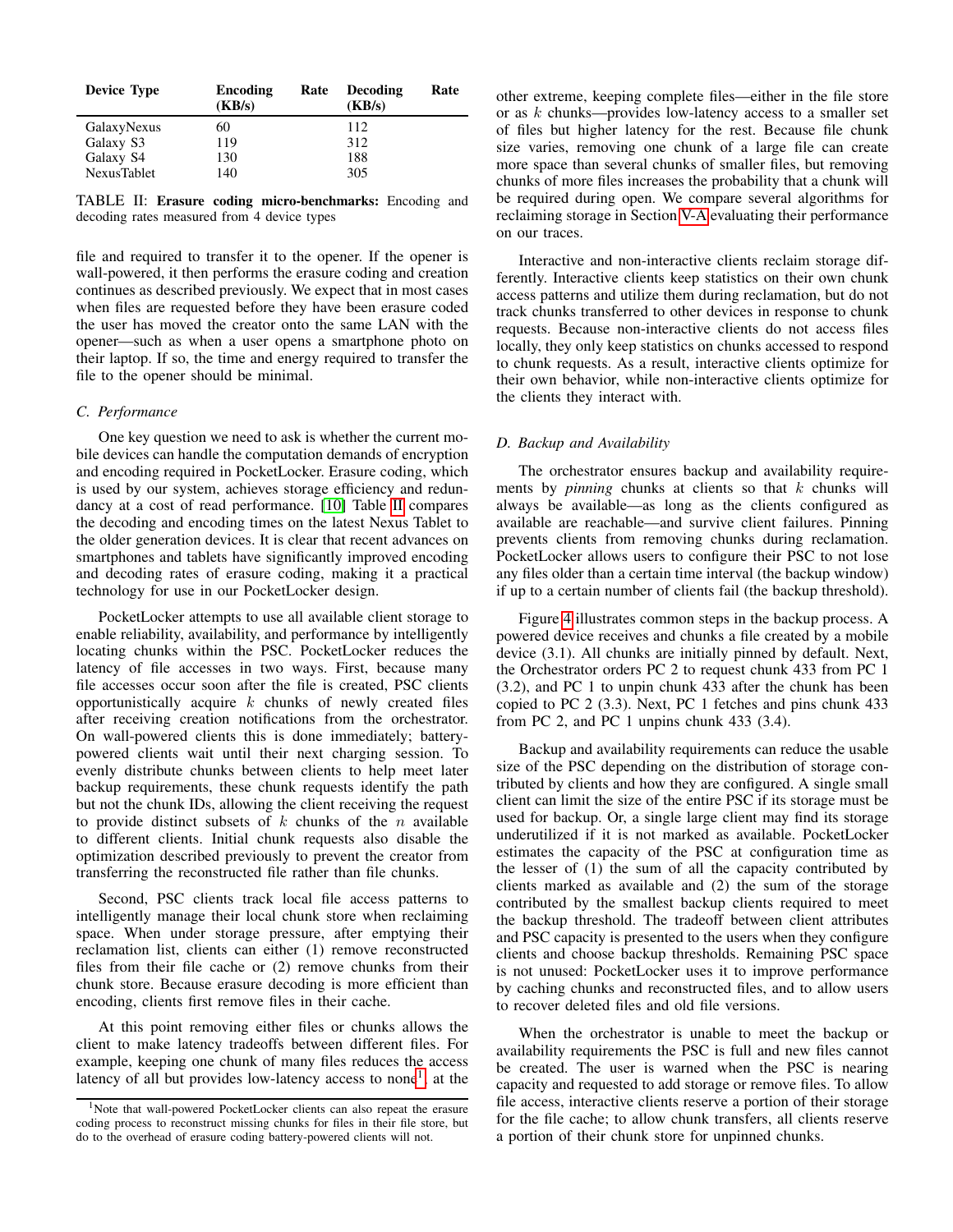| Device Type | Encoding Rate (KB/s) | Decoding Rate (KB/s) |
|---|---|---|
| GalaxyNexus | 60 | 112 |
| Galaxy S3 | 119 | 312 |
| Galaxy S4 | 130 | 188 |
| NexusTablet | 140 | 305 |

TABLE II: **Erasure coding micro-benchmarks:** Encoding and decoding rates measured from 4 device types

file and required to transfer it to the opener. If the opener is wall-powered, it then performs the erasure coding and creation continues as described previously. We expect that in most cases when files are requested before they have been erasure coded the user has moved the creator onto the same LAN with the opener—such as when a user opens a smartphone photo on their laptop. If so, the time and energy required to transfer the file to the opener should be minimal.

### C. Performance

One key question we need to ask is whether the current mobile devices can handle the computation demands of encryption and encoding required in PocketLocker. Erasure coding, which is used by our system, achieves storage efficiency and redundancy at a cost of read performance. [10] Table II compares the decoding and encoding times on the latest Nexus Tablet to the older generation devices. It is clear that recent advances on smartphones and tablets have significantly improved encoding and decoding rates of erasure coding, making it a practical technology for use in our PocketLocker design.

PocketLocker attempts to use all available client storage to enable reliability, availability, and performance by intelligently locating chunks within the PSC. PocketLocker reduces the latency of file accesses in two ways. First, because many file accesses occur soon after the file is created, PSC clients opportunistically acquire $k$ chunks of newly created files after receiving creation notifications from the orchestrator. On wall-powered clients this is done immediately; battery-powered clients wait until their next charging session. To evenly distribute chunks between clients to help meet later backup requirements, these chunk requests identify the path but not the chunk IDs, allowing the client receiving the request to provide distinct subsets of $k$ chunks of the $n$ available to different clients. Initial chunk requests also disable the optimization described previously to prevent the creator from transferring the reconstructed file rather than file chunks.

Second, PSC clients track local file access patterns to intelligently manage their local chunk store when reclaiming space. When under storage pressure, after emptying their reclamation list, clients can either (1) remove reconstructed files from their file cache or (2) remove chunks from their chunk store. Because erasure decoding is more efficient than encoding, clients first remove files in their cache.

At this point removing either files or chunks allows the client to make latency tradeoffs between different files. For example, keeping one chunk of many files reduces the access latency of all but provides low-latency access to none[1], at the other extreme, keeping complete files—either in the file store or as $k$ chunks—provides low-latency access to a smaller set of files but higher latency for the rest. Because file chunk size varies, removing one chunk of a large file can create more space than several chunks of smaller files, but removing chunks of more files increases the probability that a chunk will be required during open. We compare several algorithms for reclaiming storage in Section V-A evaluating their performance on our traces.

Interactive and non-interactive clients reclaim storage differently. Interactive clients keep statistics on their own chunk access patterns and utilize them during reclamation, but do not track chunks transferred to other devices in response to chunk requests. Because non-interactive clients do not access files locally, they only keep statistics on chunks accessed to respond to chunk requests. As a result, interactive clients optimize for their own behavior, while non-interactive clients optimize for the clients they interact with.

### D. Backup and Availability

The orchestrator ensures backup and availability requirements by *pinning* chunks at clients so that $k$ chunks will always be available—as long as the clients configured as available are reachable—and survive client failures. Pinning prevents clients from removing chunks during reclamation. PocketLocker allows users to configure their PSC to not lose any files older than a certain time interval (the backup window) if up to a certain number of clients fail (the backup threshold).

Figure 4 illustrates common steps in the backup process. A powered device receives and chunks a file created by a mobile device (3.1). All chunks are initially pinned by default. Next, the Orchestrator orders PC 2 to request chunk 433 from PC 1 (3.2), and PC 1 to unpin chunk 433 after the chunk has been copied to PC 2 (3.3). Next, PC 1 fetches and pins chunk 433 from PC 2, and PC 1 unpins chunk 433 (3.4).

Backup and availability requirements can reduce the usable size of the PSC depending on the distribution of storage contributed by clients and how they are configured. A single small client can limit the size of the entire PSC if its storage must be used for backup. Or, a single large client may find its storage underutilized if it is not marked as available. PocketLocker estimates the capacity of the PSC at configuration time as the lesser of (1) the sum of all the capacity contributed by clients marked as available and (2) the sum of the storage contributed by the smallest backup clients required to meet the backup threshold. The tradeoff between client attributes and PSC capacity is presented to the users when they configure clients and choose backup thresholds. Remaining PSC space is not unused: PocketLocker uses it to improve performance by caching chunks and reconstructed files, and to allow users to recover deleted files and old file versions.

When the orchestrator is unable to meet the backup or availability requirements the PSC is full and new files cannot be created. The user is warned when the PSC is nearing capacity and requested to add storage or remove files. To allow file access, interactive clients reserve a portion of their storage for the file cache; to allow chunk transfers, all clients reserve a portion of their chunk store for unpinned chunks.

[1] Note that wall-powered PocketLocker clients can also repeat the erasure coding process to reconstruct missing chunks for files in their file store, but do to the overhead of erasure coding battery-powered clients will not.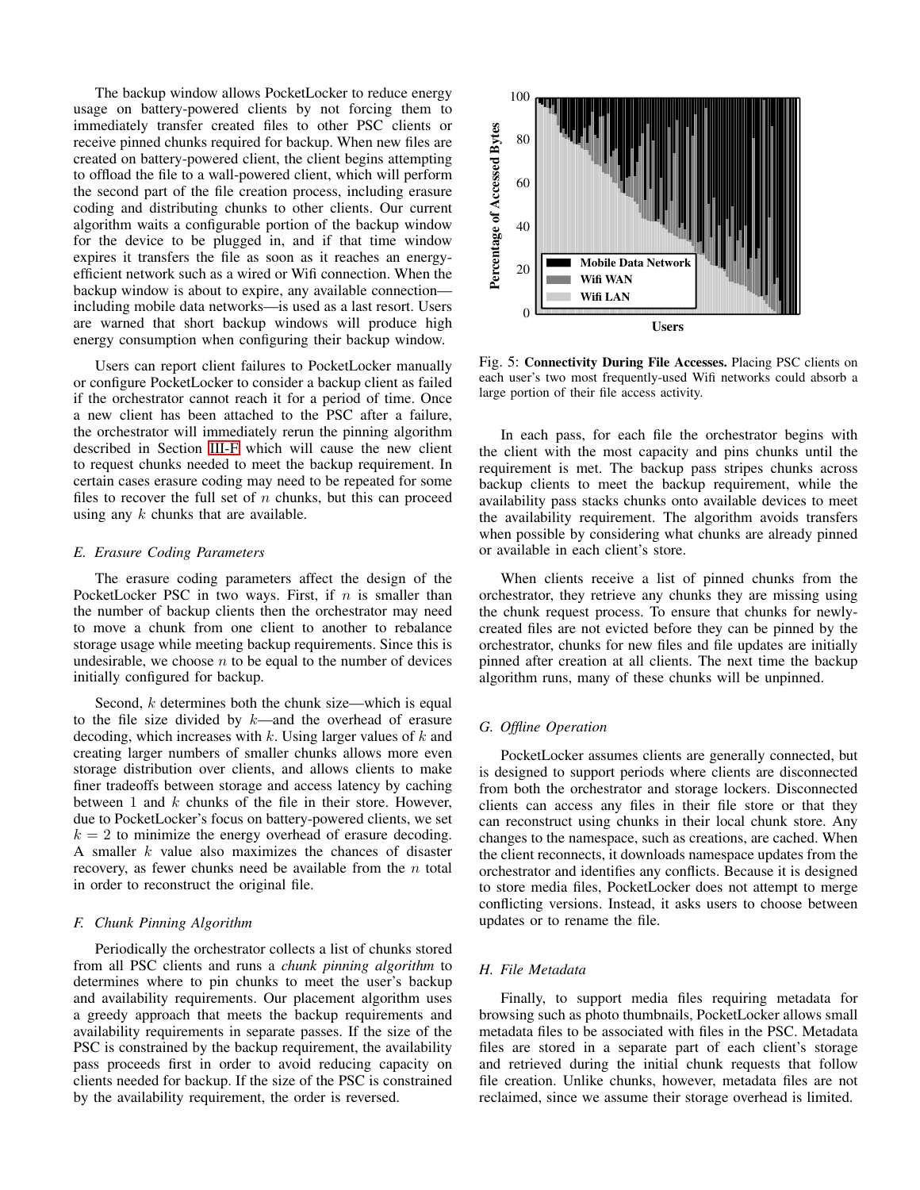The backup window allows PocketLocker to reduce energy usage on battery-powered clients by not forcing them to immediately transfer created files to other PSC clients or receive pinned chunks required for backup. When new files are created on battery-powered client, the client begins attempting to offload the file to a wall-powered client, which will perform the second part of the file creation process, including erasure coding and distributing chunks to other clients. Our current algorithm waits a configurable portion of the backup window for the device to be plugged in, and if that time window expires it transfers the file as soon as it reaches an energy-efficient network such as a wired or Wifi connection. When the backup window is about to expire, any available connection—including mobile data networks—is used as a last resort. Users are warned that short backup windows will produce high energy consumption when configuring their backup window.

Users can report client failures to PocketLocker manually or configure PocketLocker to consider a backup client as failed if the orchestrator cannot reach it for a period of time. Once a new client has been attached to the PSC after a failure, the orchestrator will immediately rerun the pinning algorithm described in Section III-F which will cause the new client to request chunks needed to meet the backup requirement. In certain cases erasure coding may need to be repeated for some files to recover the full set of $n$ chunks, but this can proceed using any $k$ chunks that are available.

### E. Erasure Coding Parameters

The erasure coding parameters affect the design of the PocketLocker PSC in two ways. First, if $n$ is smaller than the number of backup clients then the orchestrator may need to move a chunk from one client to another to rebalance storage usage while meeting backup requirements. Since this is undesirable, we choose $n$ to be equal to the number of devices initially configured for backup.

Second, $k$ determines both the chunk size—which is equal to the file size divided by $k$—and the overhead of erasure decoding, which increases with $k$. Using larger values of $k$ and creating larger numbers of smaller chunks allows more even storage distribution over clients, and allows clients to make finer tradeoffs between storage and access latency by caching between 1 and $k$ chunks of the file in their store. However, due to PocketLocker's focus on battery-powered clients, we set $k = 2$ to minimize the energy overhead of erasure decoding. A smaller $k$ value also maximizes the chances of disaster recovery, as fewer chunks need be available from the $n$ total in order to reconstruct the original file.

### F. Chunk Pinning Algorithm

Periodically the orchestrator collects a list of chunks stored from all PSC clients and runs a *chunk pinning algorithm* to determines where to pin chunks to meet the user's backup and availability requirements. Our placement algorithm uses a greedy approach that meets the backup requirements and availability requirements in separate passes. If the size of the PSC is constrained by the backup requirement, the availability pass proceeds first in order to avoid reducing capacity on clients needed for backup. If the size of the PSC is constrained by the availability requirement, the order is reversed.

Fig. 5: **Connectivity During File Accesses.** Placing PSC clients on each user's two most frequently-used Wifi networks could absorb a large portion of their file access activity.

In each pass, for each file the orchestrator begins with the client with the most capacity and pins chunks until the requirement is met. The backup pass stripes chunks across backup clients to meet the backup requirement, while the availability pass stacks chunks onto available devices to meet the availability requirement. The algorithm avoids transfers when possible by considering what chunks are already pinned or available in each client's store.

When clients receive a list of pinned chunks from the orchestrator, they retrieve any chunks they are missing using the chunk request process. To ensure that chunks for newly-created files are not evicted before they can be pinned by the orchestrator, chunks for new files and file updates are initially pinned after creation at all clients. The next time the backup algorithm runs, many of these chunks will be unpinned.

### G. Offline Operation

PocketLocker assumes clients are generally connected, but is designed to support periods where clients are disconnected from both the orchestrator and storage lockers. Disconnected clients can access any files in their file store or that they can reconstruct using chunks in their local chunk store. Any changes to the namespace, such as creations, are cached. When the client reconnects, it downloads namespace updates from the orchestrator and identifies any conflicts. Because it is designed to store media files, PocketLocker does not attempt to merge conflicting versions. Instead, it asks users to choose between updates or to rename the file.

### H. File Metadata

Finally, to support media files requiring metadata for browsing such as photo thumbnails, PocketLocker allows small metadata files to be associated with files in the PSC. Metadata files are stored in a separate part of each client's storage and retrieved during the initial chunk requests that follow file creation. Unlike chunks, however, metadata files are not reclaimed, since we assume their storage overhead is limited.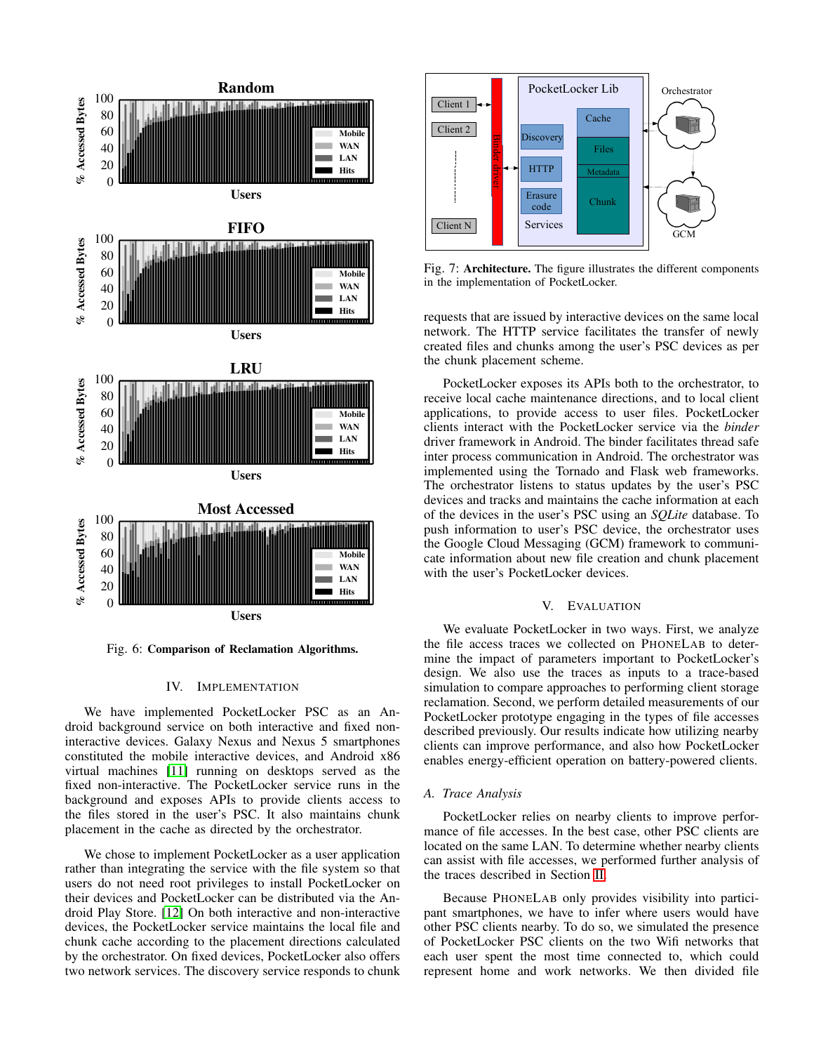Fig. 6: **Comparison of Reclamation Algorithms.**

Fig. 7: **Architecture.** The figure illustrates the different components in the implementation of PocketLocker.

## IV. IMPLEMENTATION

We have implemented PocketLocker PSC as an Android background service on both interactive and fixed non-interactive devices. Galaxy Nexus and Nexus 5 smartphones constituted the mobile interactive devices, and Android x86 virtual machines [11] running on desktops served as the fixed non-interactive. The PocketLocker service runs in the background and exposes APIs to provide clients access to the files stored in the user's PSC. It also maintains chunk placement in the cache as directed by the orchestrator.

We chose to implement PocketLocker as a user application rather than integrating the service with the file system so that users do not need root privileges to install PocketLocker on their devices and PocketLocker can be distributed via the Android Play Store. [12] On both interactive and non-interactive devices, the PocketLocker service maintains the local file and chunk cache according to the placement directions calculated by the orchestrator. On fixed devices, PocketLocker also offers two network services. The discovery service responds to chunk requests that are issued by interactive devices on the same local network. The HTTP service facilitates the transfer of newly created files and chunks among the user's PSC devices as per the chunk placement scheme.

PocketLocker exposes its APIs both to the orchestrator, to receive local cache maintenance directions, and to local client applications, to provide access to user files. PocketLocker clients interact with the PocketLocker service via the *binder* driver framework in Android. The binder facilitates thread safe inter process communication in Android. The orchestrator was implemented using the Tornado and Flask web frameworks. The orchestrator listens to status updates by the user's PSC devices and tracks and maintains the cache information at each of the devices in the user's PSC using an *SQLite* database. To push information to user's PSC device, the orchestrator uses the Google Cloud Messaging (GCM) framework to communicate information about new file creation and chunk placement with the user's PocketLocker devices.

## V. EVALUATION

We evaluate PocketLocker in two ways. First, we analyze the file access traces we collected on PHONELAB to determine the impact of parameters important to PocketLocker's design. We also use the traces as inputs to a trace-based simulation to compare approaches to performing client storage reclamation. Second, we perform detailed measurements of our PocketLocker prototype engaging in the types of file accesses described previously. Our results indicate how utilizing nearby clients can improve performance, and also how PocketLocker enables energy-efficient operation on battery-powered clients.

### *A. Trace Analysis*

PocketLocker relies on nearby clients to improve performance of file accesses. In the best case, other PSC clients are located on the same LAN. To determine whether nearby clients can assist with file accesses, we performed further analysis of the traces described in Section II.

Because PHONELAB only provides visibility into participant smartphones, we have to infer where users would have other PSC clients nearby. To do so, we simulated the presence of PocketLocker PSC clients on the two Wifi networks that each user spent the most time connected to, which could represent home and work networks. We then divided file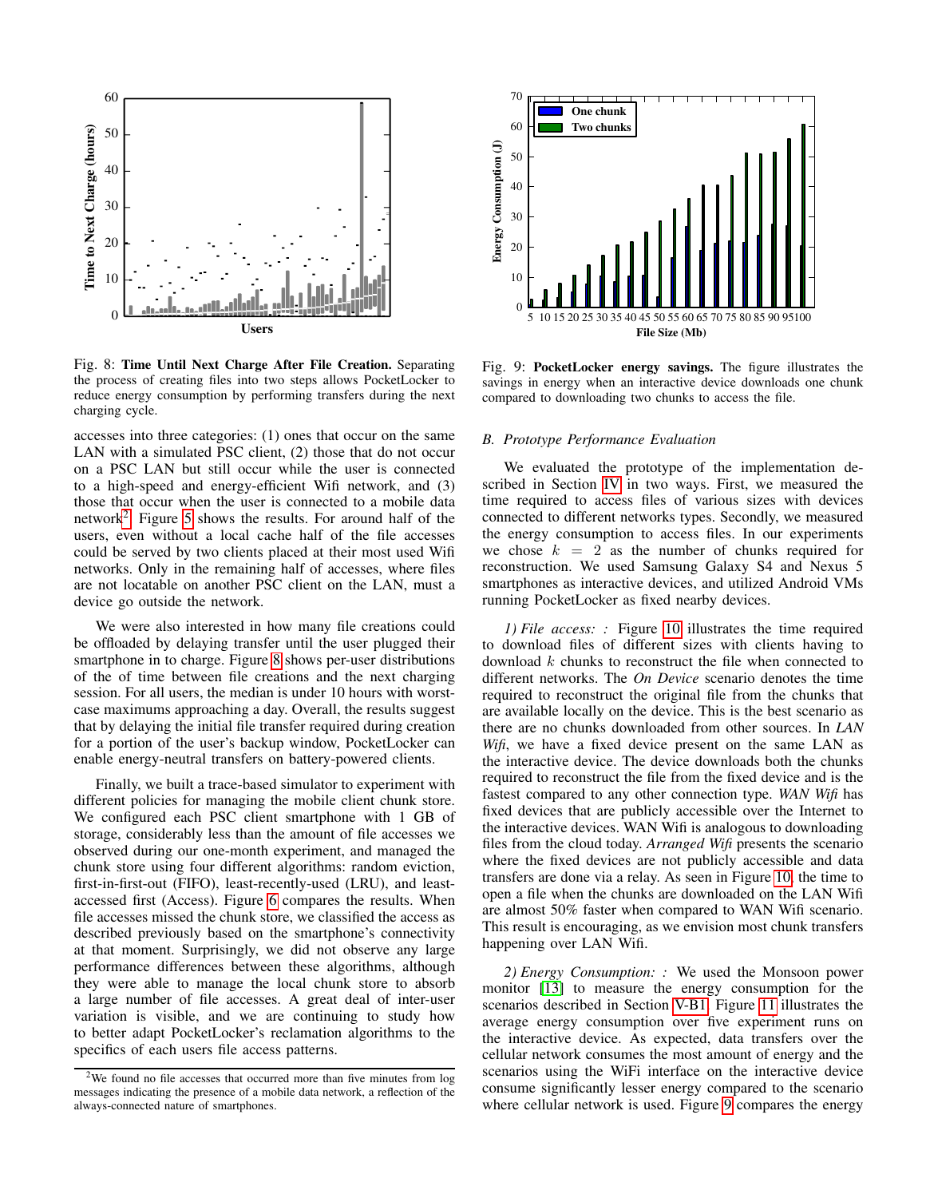Fig. 8: **Time Until Next Charge After File Creation.** Separating the process of creating files into two steps allows PocketLocker to reduce energy consumption by performing transfers during the next charging cycle.

Fig. 9: **PocketLocker energy savings.** The figure illustrates the savings in energy when an interactive device downloads one chunk compared to downloading two chunks to access the file.

accesses into three categories: (1) ones that occur on the same LAN with a simulated PSC client, (2) those that do not occur on a PSC LAN but still occur while the user is connected to a high-speed and energy-efficient Wifi network, and (3) those that occur when the user is connected to a mobile data network[2]. Figure 5 shows the results. For around half of the users, even without a local cache half of the file accesses could be served by two clients placed at their most used Wifi networks. Only in the remaining half of accesses, where files are not locatable on another PSC client on the LAN, must a device go outside the network.

We were also interested in how many file creations could be offloaded by delaying transfer until the user plugged their smartphone in to charge. Figure 8 shows per-user distributions of the of time between file creations and the next charging session. For all users, the median is under 10 hours with worst-case maximums approaching a day. Overall, the results suggest that by delaying the initial file transfer required during creation for a portion of the user's backup window, PocketLocker can enable energy-neutral transfers on battery-powered clients.

Finally, we built a trace-based simulator to experiment with different policies for managing the mobile client chunk store. We configured each PSC client smartphone with 1 GB of storage, considerably less than the amount of file accesses we observed during our one-month experiment, and managed the chunk store using four different algorithms: random eviction, first-in-first-out (FIFO), least-recently-used (LRU), and least-accessed first (Access). Figure 6 compares the results. When file accesses missed the chunk store, we classified the access as described previously based on the smartphone's connectivity at that moment. Surprisingly, we did not observe any large performance differences between these algorithms, although they were able to manage the local chunk store to absorb a large number of file accesses. A great deal of inter-user variation is visible, and we are continuing to study how to better adapt PocketLocker's reclamation algorithms to the specifics of each users file access patterns.

[2]We found no file accesses that occurred more than five minutes from log messages indicating the presence of a mobile data network, a reflection of the always-connected nature of smartphones.

### B. Prototype Performance Evaluation

We evaluated the prototype of the implementation described in Section IV in two ways. First, we measured the time required to access files of various sizes with devices connected to different networks types. Secondly, we measured the energy consumption to access files. In our experiments we chose $k = 2$ as the number of chunks required for reconstruction. We used Samsung Galaxy S4 and Nexus 5 smartphones as interactive devices, and utilized Android VMs running PocketLocker as fixed nearby devices.

*1) File access: :* Figure 10 illustrates the time required to download files of different sizes with clients having to download $k$ chunks to reconstruct the file when connected to different networks. The *On Device* scenario denotes the time required to reconstruct the original file from the chunks that are available locally on the device. This is the best scenario as there are no chunks downloaded from other sources. In *LAN Wifi*, we have a fixed device present on the same LAN as the interactive device. The device downloads both the chunks required to reconstruct the file from the fixed device and is the fastest compared to any other connection type. *WAN Wifi* has fixed devices that are publicly accessible over the Internet to the interactive devices. WAN Wifi is analogous to downloading files from the cloud today. *Arranged Wifi* presents the scenario where the fixed devices are not publicly accessible and data transfers are done via a relay. As seen in Figure 10, the time to open a file when the chunks are downloaded on the LAN Wifi are almost 50% faster when compared to WAN Wifi scenario. This result is encouraging, as we envision most chunk transfers happening over LAN Wifi.

*2) Energy Consumption: :* We used the Monsoon power monitor [13] to measure the energy consumption for the scenarios described in Section V-B1. Figure 11 illustrates the average energy consumption over five experiment runs on the interactive device. As expected, data transfers over the cellular network consumes the most amount of energy and the scenarios using the WiFi interface on the interactive device consume significantly lesser energy compared to the scenario where cellular network is used. Figure 9 compares the energy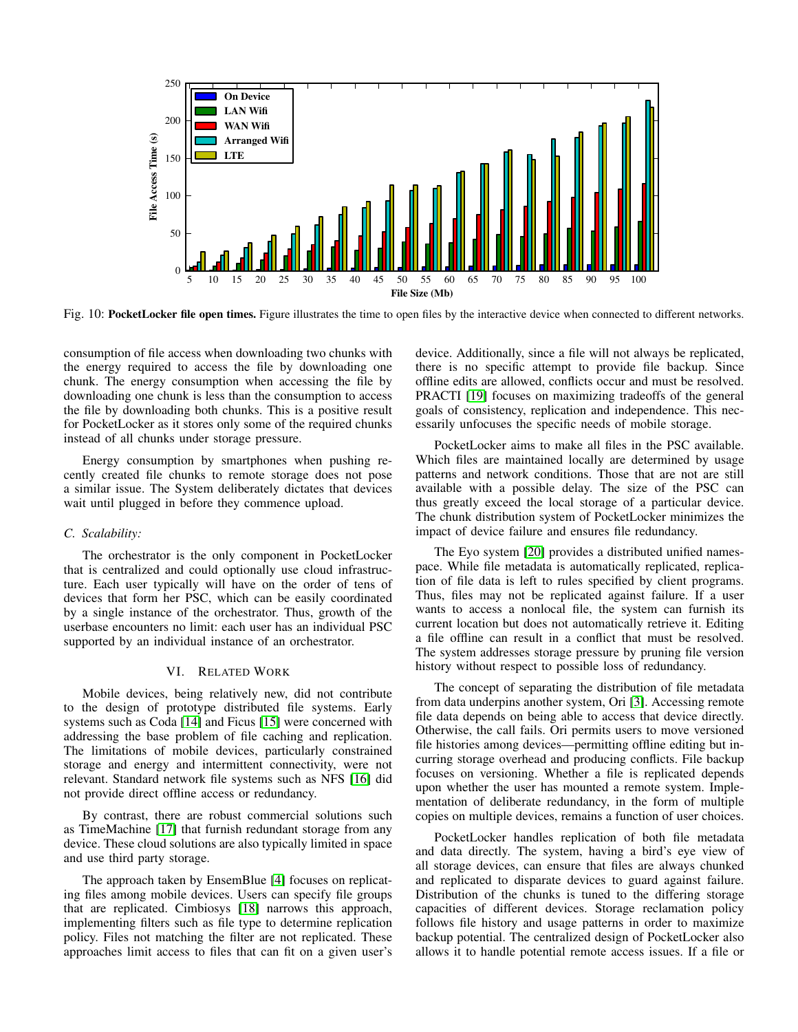Fig. 10: **PocketLocker file open times.** Figure illustrates the time to open files by the interactive device when connected to different networks.

consumption of file access when downloading two chunks with the energy required to access the file by downloading one chunk. The energy consumption when accessing the file by downloading one chunk is less than the consumption to access the file by downloading both chunks. This is a positive result for PocketLocker as it stores only some of the required chunks instead of all chunks under storage pressure.

Energy consumption by smartphones when pushing recently created file chunks to remote storage does not pose a similar issue. The System deliberately dictates that devices wait until plugged in before they commence upload.

### *C. Scalability:*

The orchestrator is the only component in PocketLocker that is centralized and could optionally use cloud infrastructure. Each user typically will have on the order of tens of devices that form her PSC, which can be easily coordinated by a single instance of the orchestrator. Thus, growth of the userbase encounters no limit: each user has an individual PSC supported by an individual instance of an orchestrator.

## VI. Related Work

Mobile devices, being relatively new, did not contribute to the design of prototype distributed file systems. Early systems such as Coda [14] and Ficus [15] were concerned with addressing the base problem of file caching and replication. The limitations of mobile devices, particularly constrained storage and energy and intermittent connectivity, were not relevant. Standard network file systems such as NFS [16] did not provide direct offline access or redundancy.

By contrast, there are robust commercial solutions such as TimeMachine [17] that furnish redundant storage from any device. These cloud solutions are also typically limited in space and use third party storage.

The approach taken by EnsemBlue [4] focuses on replicating files among mobile devices. Users can specify file groups that are replicated. Cimbiosys [18] narrows this approach, implementing filters such as file type to determine replication policy. Files not matching the filter are not replicated. These approaches limit access to files that can fit on a given user's device. Additionally, since a file will not always be replicated, there is no specific attempt to provide file backup. Since offline edits are allowed, conflicts occur and must be resolved. PRACTI [19] focuses on maximizing tradeoffs of the general goals of consistency, replication and independence. This necessarily unfocuses the specific needs of mobile storage.

PocketLocker aims to make all files in the PSC available. Which files are maintained locally are determined by usage patterns and network conditions. Those that are not are still available with a possible delay. The size of the PSC can thus greatly exceed the local storage of a particular device. The chunk distribution system of PocketLocker minimizes the impact of device failure and ensures file redundancy.

The Eyo system [20] provides a distributed unified namespace. While file metadata is automatically replicated, replication of file data is left to rules specified by client programs. Thus, files may not be replicated against failure. If a user wants to access a nonlocal file, the system can furnish its current location but does not automatically retrieve it. Editing a file offline can result in a conflict that must be resolved. The system addresses storage pressure by pruning file version history without respect to possible loss of redundancy.

The concept of separating the distribution of file metadata from data underpins another system, Ori [3]. Accessing remote file data depends on being able to access that device directly. Otherwise, the call fails. Ori permits users to move versioned file histories among devices—permitting offline editing but incurring storage overhead and producing conflicts. File backup focuses on versioning. Whether a file is replicated depends upon whether the user has mounted a remote system. Implementation of deliberate redundancy, in the form of multiple copies on multiple devices, remains a function of user choices.

PocketLocker handles replication of both file metadata and data directly. The system, having a bird's eye view of all storage devices, can ensure that files are always chunked and replicated to disparate devices to guard against failure. Distribution of the chunks is tuned to the differing storage capacities of different devices. Storage reclamation policy follows file history and usage patterns in order to maximize backup potential. The centralized design of PocketLocker also allows it to handle potential remote access issues. If a file or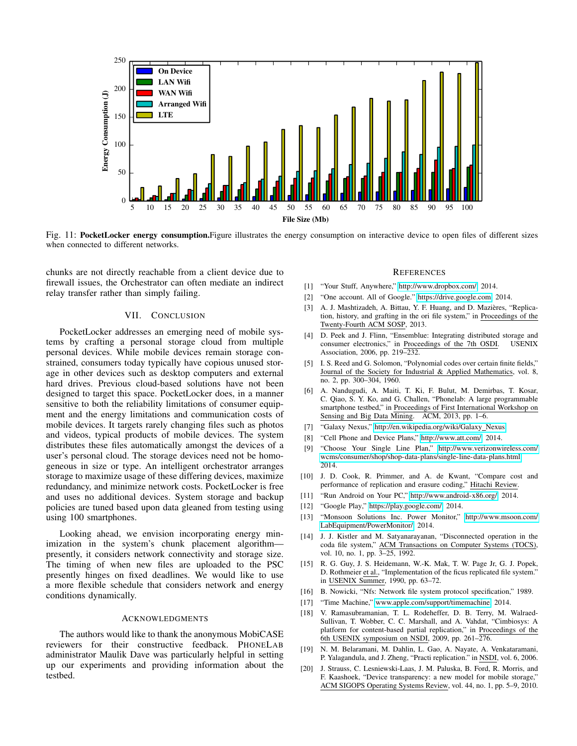250
200
150
100
50
0

Energy Consumption (J)

On Device
LAN Wifi
WAN Wifi
Arranged Wifi
LTE

5 10 15 20 25 30 35 40 45 50 55 60 65 70 75 80 85 90 95 100

File Size (Mb)

Fig. 11: **PocketLocker energy consumption.**Figure illustrates the energy consumption on interactive device to open files of different sizes when connected to different networks.

chunks are not directly reachable from a client device due to firewall issues, the Orchestrator can often mediate an indirect relay transfer rather than simply failing.

## VII. Conclusion

PocketLocker addresses an emerging need of mobile systems by crafting a personal storage cloud from multiple personal devices. While mobile devices remain storage constrained, consumers today typically have copious unused storage in other devices such as desktop computers and external hard drives. Previous cloud-based solutions have not been designed to target this space. PocketLocker does, in a manner sensitive to both the reliability limitations of consumer equipment and the energy limitations and communication costs of mobile devices. It targets rarely changing files such as photos and videos, typical products of mobile devices. The system distributes these files automatically amongst the devices of a user's personal cloud. The storage devices need not be homogeneous in size or type. An intelligent orchestrator arranges storage to maximize usage of these differing devices, maximize redundancy, and minimize network costs. PocketLocker is free and uses no additional devices. System storage and backup policies are tuned based upon data gleaned from testing using using 100 smartphones.

Looking ahead, we envision incorporating energy minimization in the system's chunk placement algorithm—presently, it considers network connectivity and storage size. The timing of when new files are uploaded to the PSC presently hinges on fixed deadlines. We would like to use a more flexible schedule that considers network and energy conditions dynamically.

## Acknowledgments

The authors would like to thank the anonymous MobiCASE reviewers for their constructive feedback. PhoneLab administrator Maulik Dave was particularly helpful in setting up our experiments and providing information about the testbed.

## References

[1] "Your Stuff, Anywhere," http://www.dropbox.com/, 2014.

[2] "One account. All of Google." https://drive.google.com, 2014.

[3] A. J. Mashtizadeh, A. Bittau, Y. F. Huang, and D. Mazières, "Replication, history, and grafting in the ori file system," in Proceedings of the Twenty-Fourth ACM SOSP, 2013.

[4] D. Peek and J. Flinn, "Ensemblue: Integrating distributed storage and consumer electronics," in Proceedings of the 7th OSDI. USENIX Association, 2006, pp. 219–232.

[5] I. S. Reed and G. Solomon, "Polynomial codes over certain finite fields," Journal of the Society for Industrial & Applied Mathematics, vol. 8, no. 2, pp. 300–304, 1960.

[6] A. Nandugudi, A. Maiti, T. Ki, F. Bulut, M. Demirbas, T. Kosar, C. Qiao, S. Y. Ko, and G. Challen, "Phonelab: A large programmable smartphone testbed," in Proceedings of First International Workshop on Sensing and Big Data Mining. ACM, 2013, pp. 1–6.

[7] "Galaxy Nexus," http://en.wikipedia.org/wiki/Galaxy_Nexus.

[8] "Cell Phone and Device Plans," http://www.att.com/, 2014.

[9] "Choose Your Single Line Plan," http://www.verizonwireless.com/wcms/consumer/shop/shop-data-plans/single-line-data-plans.html, 2014.

[10] J. D. Cook, R. Primmer, and A. de Kwant, "Compare cost and performance of replication and erasure coding," Hitachi Review.

[11] "Run Android on Your PC," http://www.android-x86.org/, 2014.

[12] "Google Play," https://play.google.com/, 2014.

[13] "Monsoon Solutions Inc. Power Monitor," http://www.msoon.com/LabEquipment/PowerMonitor/, 2014.

[14] J. J. Kistler and M. Satyanarayanan, "Disconnected operation in the coda file system," ACM Transactions on Computer Systems (TOCS), vol. 10, no. 1, pp. 3–25, 1992.

[15] R. G. Guy, J. S. Heidemann, W.-K. Mak, T. W. Page Jr, G. J. Popek, D. Rothmeier et al., "Implementation of the ficus replicated file system." in USENIX Summer, 1990, pp. 63–72.

[16] B. Nowicki, "Nfs: Network file system protocol specification," 1989.

[17] "Time Machine," www.apple.com/support/timemachine, 2014.

[18] V. Ramasubramanian, T. L. Rodeheffer, D. B. Terry, M. Walraed-Sullivan, T. Wobber, C. C. Marshall, and A. Vahdat, "Cimbiosys: A platform for content-based partial replication," in Proceedings of the 6th USENIX symposium on NSDI, 2009, pp. 261–276.

[19] N. M. Belaramani, M. Dahlin, L. Gao, A. Nayate, A. Venkataramani, P. Yalagandula, and J. Zheng, "Practi replication." in NSDI, vol. 6, 2006.

[20] J. Strauss, C. Lesniewski-Laas, J. M. Paluska, B. Ford, R. Morris, and F. Kaashoek, "Device transparency: a new model for mobile storage," ACM SIGOPS Operating Systems Review, vol. 44, no. 1, pp. 5–9, 2010.